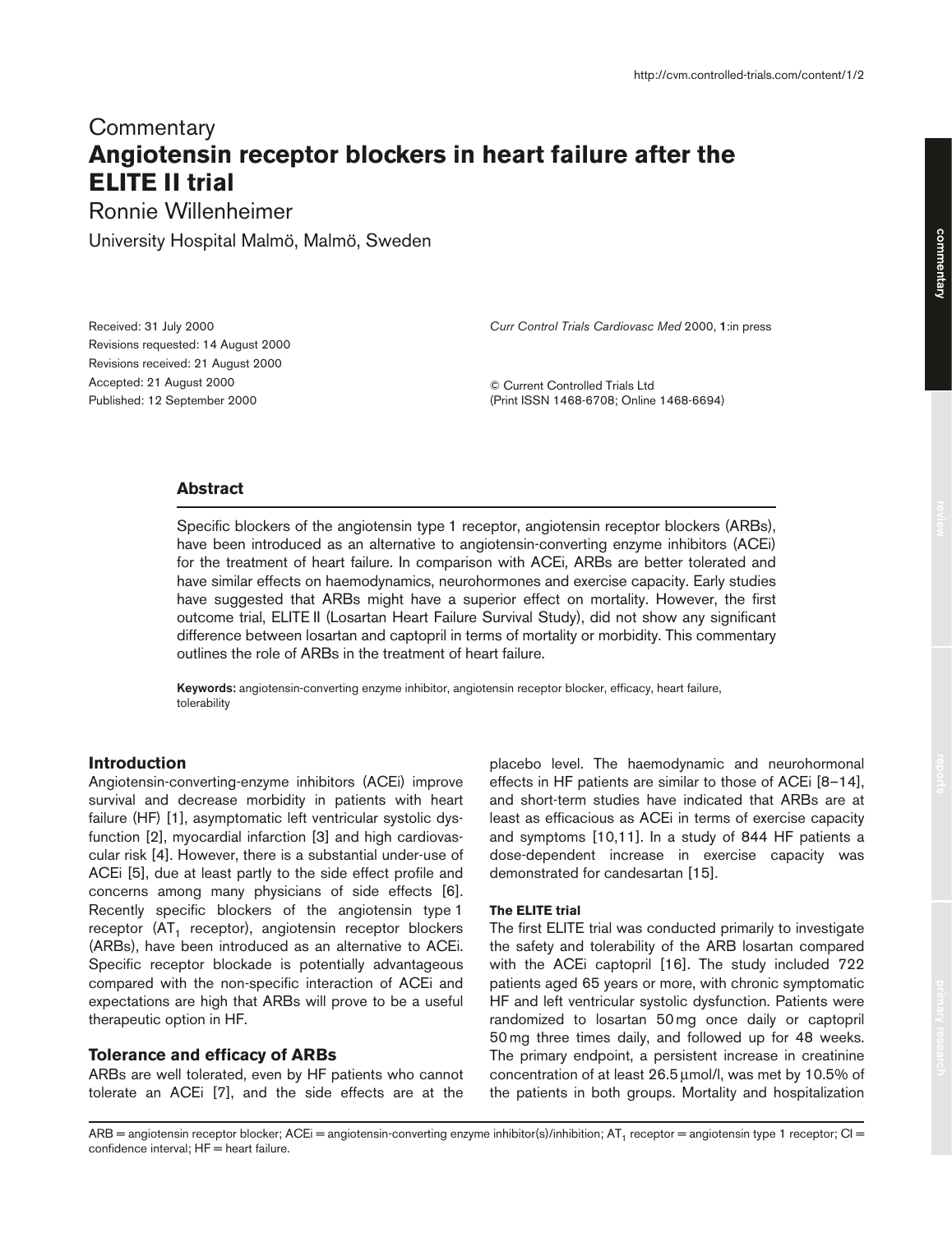Commentary

# Angiotensin receptor blockers in heart failure after the ELITE II trial

Ronnie Willenheimer

University Hospital Malmö, Malmö, Sweden

Received: 31 July 2000
Revisions requested: 14 August 2000
Revisions received: 21 August 2000
Accepted: 21 August 2000
Published: 12 September 2000

*Curr Control Trials Cardiovasc Med* 2000, **1**:in press

© Current Controlled Trials Ltd
(Print ISSN 1468-6708; Online 1468-6694)

## Abstract

Specific blockers of the angiotensin type 1 receptor, angiotensin receptor blockers (ARBs), have been introduced as an alternative to angiotensin-converting enzyme inhibitors (ACEi) for the treatment of heart failure. In comparison with ACEi, ARBs are better tolerated and have similar effects on haemodynamics, neurohormones and exercise capacity. Early studies have suggested that ARBs might have a superior effect on mortality. However, the first outcome trial, ELITE II (Losartan Heart Failure Survival Study), did not show any significant difference between losartan and captopril in terms of mortality or morbidity. This commentary outlines the role of ARBs in the treatment of heart failure.

**Keywords:** angiotensin-converting enzyme inhibitor, angiotensin receptor blocker, efficacy, heart failure, tolerability

## Introduction

Angiotensin-converting-enzyme inhibitors (ACEi) improve survival and decrease morbidity in patients with heart failure (HF) [1], asymptomatic left ventricular systolic dysfunction [2], myocardial infarction [3] and high cardiovascular risk [4]. However, there is a substantial under-use of ACEi [5], due at least partly to the side effect profile and concerns among many physicians of side effects [6]. Recently specific blockers of the angiotensin type 1 receptor ($AT_1$ receptor), angiotensin receptor blockers (ARBs), have been introduced as an alternative to ACEi. Specific receptor blockade is potentially advantageous compared with the non-specific interaction of ACEi and expectations are high that ARBs will prove to be a useful therapeutic option in HF.

## Tolerance and efficacy of ARBs

ARBs are well tolerated, even by HF patients who cannot tolerate an ACEi [7], and the side effects are at the placebo level. The haemodynamic and neurohormonal effects in HF patients are similar to those of ACEi [8–14], and short-term studies have indicated that ARBs are at least as efficacious as ACEi in terms of exercise capacity and symptoms [10,11]. In a study of 844 HF patients a dose-dependent increase in exercise capacity was demonstrated for candesartan [15].

### The ELITE trial

The first ELITE trial was conducted primarily to investigate the safety and tolerability of the ARB losartan compared with the ACEi captopril [16]. The study included 722 patients aged 65 years or more, with chronic symptomatic HF and left ventricular systolic dysfunction. Patients were randomized to losartan 50 mg once daily or captopril 50 mg three times daily, and followed up for 48 weeks. The primary endpoint, a persistent increase in creatinine concentration of at least 26.5 µmol/l, was met by 10.5% of the patients in both groups. Mortality and hospitalization

ARB = angiotensin receptor blocker; ACEi = angiotensin-converting enzyme inhibitor(s)/inhibition; $AT_1$ receptor = angiotensin type 1 receptor; CI = confidence interval; HF = heart failure.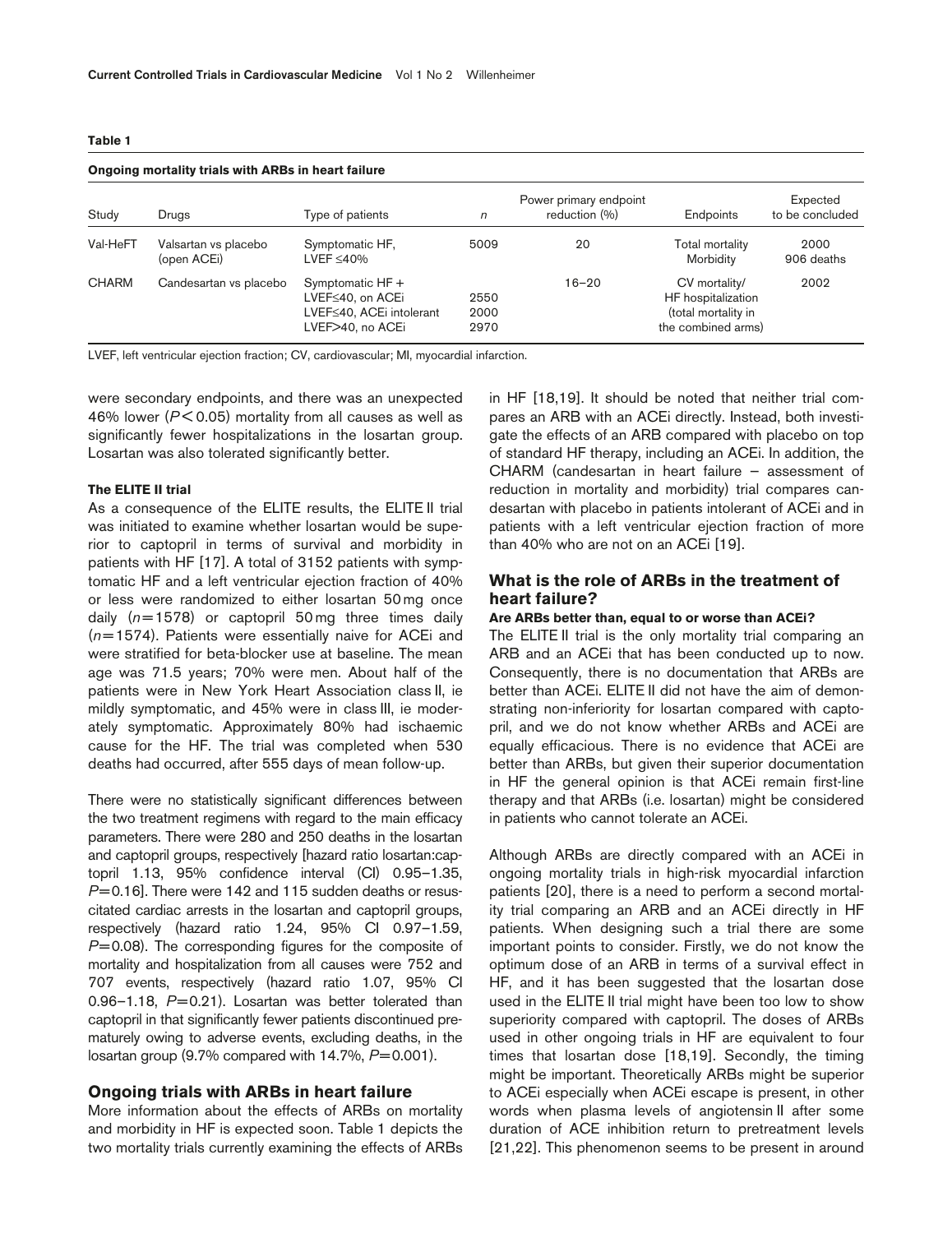**Table 1**

**Ongoing mortality trials with ARBs in heart failure**

| Study | Drugs | Type of patients | *n* | Power primary endpoint reduction (%) | Endpoints | Expected to be concluded |
|---|---|---|---|---|---|---|
| Val-HeFT | Valsartan vs placebo (open ACEi) | Symptomatic HF, LVEF ≤40% | 5009 | 20 | Total mortality Morbidity | 2000 906 deaths |
| CHARM | Candesartan vs placebo | Symptomatic HF + LVEF≤40, on ACEi LVEF≤40, ACEi intolerant LVEF>40, no ACEi | 2550 2000 2970 | 16–20 | CV mortality/ HF hospitalization (total mortality in the combined arms) | 2002 |

LVEF, left ventricular ejection fraction; CV, cardiovascular; MI, myocardial infarction.

were secondary endpoints, and there was an unexpected 46% lower ($P < 0.05$) mortality from all causes as well as significantly fewer hospitalizations in the losartan group. Losartan was also tolerated significantly better.

#### The ELITE II trial

As a consequence of the ELITE results, the ELITE II trial was initiated to examine whether losartan would be superior to captopril in terms of survival and morbidity in patients with HF [17]. A total of 3152 patients with symptomatic HF and a left ventricular ejection fraction of 40% or less were randomized to either losartan 50 mg once daily ($n = 1578$) or captopril 50 mg three times daily ($n = 1574$). Patients were essentially naive for ACEi and were stratified for beta-blocker use at baseline. The mean age was 71.5 years; 70% were men. About half of the patients were in New York Heart Association class II, ie mildly symptomatic, and 45% were in class III, ie moderately symptomatic. Approximately 80% had ischaemic cause for the HF. The trial was completed when 530 deaths had occurred, after 555 days of mean follow-up.

There were no statistically significant differences between the two treatment regimens with regard to the main efficacy parameters. There were 280 and 250 deaths in the losartan and captopril groups, respectively [hazard ratio losartan:captopril 1.13, 95% confidence interval (CI) 0.95–1.35, $P = 0.16$]. There were 142 and 115 sudden deaths or resuscitated cardiac arrests in the losartan and captopril groups, respectively (hazard ratio 1.24, 95% CI 0.97–1.59, $P = 0.08$). The corresponding figures for the composite of mortality and hospitalization from all causes were 752 and 707 events, respectively (hazard ratio 1.07, 95% CI 0.96–1.18, $P = 0.21$). Losartan was better tolerated than captopril in that significantly fewer patients discontinued prematurely owing to adverse events, excluding deaths, in the losartan group (9.7% compared with 14.7%, $P = 0.001$).

## Ongoing trials with ARBs in heart failure

More information about the effects of ARBs on mortality and morbidity in HF is expected soon. Table 1 depicts the two mortality trials currently examining the effects of ARBs in HF [18,19]. It should be noted that neither trial compares an ARB with an ACEi directly. Instead, both investigate the effects of an ARB compared with placebo on top of standard HF therapy, including an ACEi. In addition, the CHARM (candesartan in heart failure – assessment of reduction in mortality and morbidity) trial compares candesartan with placebo in patients intolerant of ACEi and in patients with a left ventricular ejection fraction of more than 40% who are not on an ACEi [19].

## What is the role of ARBs in the treatment of heart failure?

#### Are ARBs better than, equal to or worse than ACEi?

The ELITE II trial is the only mortality trial comparing an ARB and an ACEi that has been conducted up to now. Consequently, there is no documentation that ARBs are better than ACEi. ELITE II did not have the aim of demonstrating non-inferiority for losartan compared with captopril, and we do not know whether ARBs and ACEi are equally efficacious. There is no evidence that ACEi are better than ARBs, but given their superior documentation in HF the general opinion is that ACEi remain first-line therapy and that ARBs (i.e. losartan) might be considered in patients who cannot tolerate an ACEi.

Although ARBs are directly compared with an ACEi in ongoing mortality trials in high-risk myocardial infarction patients [20], there is a need to perform a second mortality trial comparing an ARB and an ACEi directly in HF patients. When designing such a trial there are some important points to consider. Firstly, we do not know the optimum dose of an ARB in terms of a survival effect in HF, and it has been suggested that the losartan dose used in the ELITE II trial might have been too low to show superiority compared with captopril. The doses of ARBs used in other ongoing trials in HF are equivalent to four times that losartan dose [18,19]. Secondly, the timing might be important. Theoretically ARBs might be superior to ACEi especially when ACEi escape is present, in other words when plasma levels of angiotensin II after some duration of ACE inhibition return to pretreatment levels [21,22]. This phenomenon seems to be present in around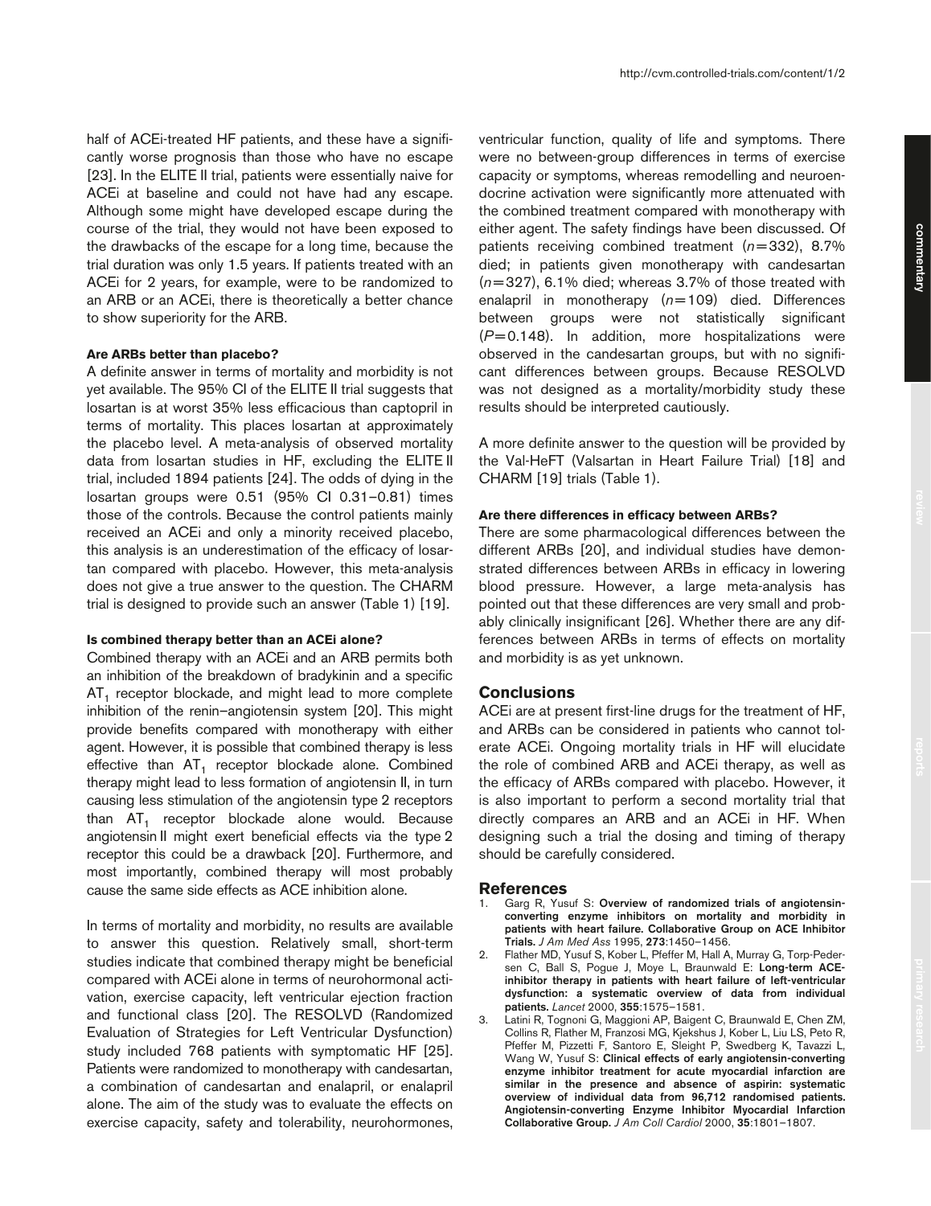half of ACEi-treated HF patients, and these have a significantly worse prognosis than those who have no escape [23]. In the ELITE II trial, patients were essentially naive for ACEi at baseline and could not have had any escape. Although some might have developed escape during the course of the trial, they would not have been exposed to the drawbacks of the escape for a long time, because the trial duration was only 1.5 years. If patients treated with an ACEi for 2 years, for example, were to be randomized to an ARB or an ACEi, there is theoretically a better chance to show superiority for the ARB.

#### Are ARBs better than placebo?

A definite answer in terms of mortality and morbidity is not yet available. The 95% CI of the ELITE II trial suggests that losartan is at worst 35% less efficacious than captopril in terms of mortality. This places losartan at approximately the placebo level. A meta-analysis of observed mortality data from losartan studies in HF, excluding the ELITE II trial, included 1894 patients [24]. The odds of dying in the losartan groups were 0.51 (95% CI 0.31–0.81) times those of the controls. Because the control patients mainly received an ACEi and only a minority received placebo, this analysis is an underestimation of the efficacy of losartan compared with placebo. However, this meta-analysis does not give a true answer to the question. The CHARM trial is designed to provide such an answer (Table 1) [19].

#### Is combined therapy better than an ACEi alone?

Combined therapy with an ACEi and an ARB permits both an inhibition of the breakdown of bradykinin and a specific $AT_1$ receptor blockade, and might lead to more complete inhibition of the renin–angiotensin system [20]. This might provide benefits compared with monotherapy with either agent. However, it is possible that combined therapy is less effective than $AT_1$ receptor blockade alone. Combined therapy might lead to less formation of angiotensin II, in turn causing less stimulation of the angiotensin type 2 receptors than $AT_1$ receptor blockade alone would. Because angiotensin II might exert beneficial effects via the type 2 receptor this could be a drawback [20]. Furthermore, and most importantly, combined therapy will most probably cause the same side effects as ACE inhibition alone.

In terms of mortality and morbidity, no results are available to answer this question. Relatively small, short-term studies indicate that combined therapy might be beneficial compared with ACEi alone in terms of neurohormonal activation, exercise capacity, left ventricular ejection fraction and functional class [20]. The RESOLVD (Randomized Evaluation of Strategies for Left Ventricular Dysfunction) study included 768 patients with symptomatic HF [25]. Patients were randomized to monotherapy with candesartan, a combination of candesartan and enalapril, or enalapril alone. The aim of the study was to evaluate the effects on exercise capacity, safety and tolerability, neurohormones, ventricular function, quality of life and symptoms. There were no between-group differences in terms of exercise capacity or symptoms, whereas remodelling and neuroendocrine activation were significantly more attenuated with the combined treatment compared with monotherapy with either agent. The safety findings have been discussed. Of patients receiving combined treatment ($n=332$), 8.7% died; in patients given monotherapy with candesartan ($n=327$), 6.1% died; whereas 3.7% of those treated with enalapril in monotherapy ($n=109$) died. Differences between groups were not statistically significant ($P=0.148$). In addition, more hospitalizations were observed in the candesartan groups, but with no significant differences between groups. Because RESOLVD was not designed as a mortality/morbidity study these results should be interpreted cautiously.

A more definite answer to the question will be provided by the Val-HeFT (Valsartan in Heart Failure Trial) [18] and CHARM [19] trials (Table 1).

#### Are there differences in efficacy between ARBs?

There are some pharmacological differences between the different ARBs [20], and individual studies have demonstrated differences between ARBs in efficacy in lowering blood pressure. However, a large meta-analysis has pointed out that these differences are very small and probably clinically insignificant [26]. Whether there are any differences between ARBs in terms of effects on mortality and morbidity is as yet unknown.

## Conclusions

ACEi are at present first-line drugs for the treatment of HF, and ARBs can be considered in patients who cannot tolerate ACEi. Ongoing mortality trials in HF will elucidate the role of combined ARB and ACEi therapy, as well as the efficacy of ARBs compared with placebo. However, it is also important to perform a second mortality trial that directly compares an ARB and an ACEi in HF. When designing such a trial the dosing and timing of therapy should be carefully considered.

## References

1. Garg R, Yusuf S: **Overview of randomized trials of angiotensin-converting enzyme inhibitors on mortality and morbidity in patients with heart failure. Collaborative Group on ACE Inhibitor Trials.** *J Am Med Ass* 1995, **273**:1450–1456.
2. Flather MD, Yusuf S, Kober L, Pfeffer M, Hall A, Murray G, Torp-Pedersen C, Ball S, Pogue J, Moye L, Braunwald E: **Long-term ACE-inhibitor therapy in patients with heart failure of left-ventricular dysfunction: a systematic overview of data from individual patients.** *Lancet* 2000, **355**:1575–1581.
3. Latini R, Tognoni G, Maggioni AP, Baigent C, Braunwald E, Chen ZM, Collins R, Flather M, Franzosi MG, Kjekshus J, Kober L, Liu LS, Peto R, Pfeffer M, Pizzetti F, Santoro E, Sleight P, Swedberg K, Tavazzi L, Wang W, Yusuf S: **Clinical effects of early angiotensin-converting enzyme inhibitor treatment for acute myocardial infarction are similar in the presence and absence of aspirin: systematic overview of individual data from 96,712 randomised patients. Angiotensin-converting Enzyme Inhibitor Myocardial Infarction Collaborative Group.** *J Am Coll Cardiol* 2000, **35**:1801–1807.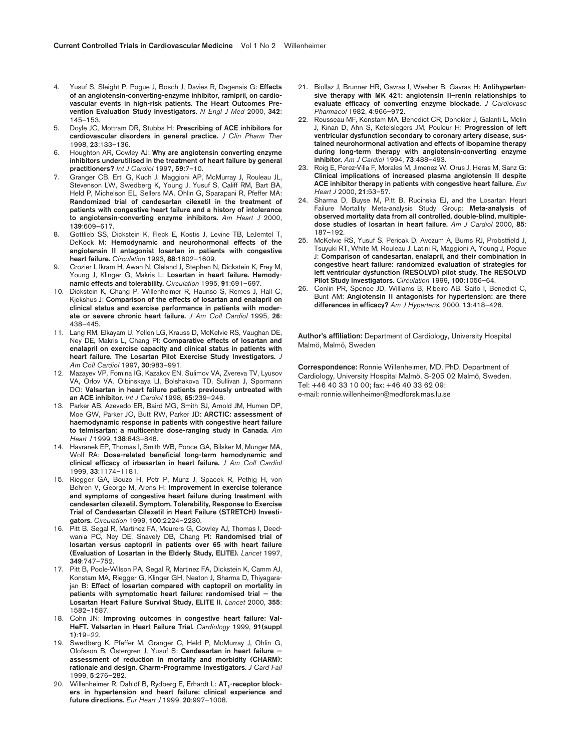4. Yusuf S, Sleight P, Pogue J, Bosch J, Davies R, Dagenais G: **Effects of an angiotensin-converting-enzyme inhibitor, ramipril, on cardiovascular events in high-risk patients. The Heart Outcomes Prevention Evaluation Study Investigators.** *N Engl J Med* 2000, **342**: 145–153.
5. Doyle JC, Mottram DR, Stubbs H: **Prescribing of ACE inhibitors for cardiovascular disorders in general practice.** *J Clin Pharm Ther* 1998, **23**:133–136.
6. Houghton AR, Cowley AJ: **Why are angiotensin converting enzyme inhibitors underutilised in the treatment of heart failure by general practitioners?** *Int J Cardiol* 1997, **59**:7–10.
7. Granger CB, Ertl G, Kuch J, Maggioni AP, McMurray J, Rouleau JL, Stevenson LW, Swedberg K, Young J, Yusuf S, Califf RM, Bart BA, Held P, Michelson EL, Sellers MA, Ohlin G, Sparapani R, Pfeffer MA: **Randomized trial of candesartan cilexetil in the treatment of patients with congestive heart failure and a history of intolerance to angiotensin-converting enzyme inhibitors.** *Am Heart J* 2000, **139**:609–617.
8. Gottlieb SS, Dickstein K, Fleck E, Kostis J, Levine TB, LeJemtel T, DeKock M: **Hemodynamic and neurohormonal effects of the angiotensin II antagonist losartan in patients with congestive heart failure.** *Circulation* 1993, **88**:1602–1609.
9. Crozier I, Ikram H, Awan N, Cleland J, Stephen N, Dickstein K, Frey M, Young J, Klinger G, Makris L: **Losartan in heart failure. Hemodynamic effects and tolerability.** *Circulation* 1995, **91**:691–697.
10. Dickstein K, Chang P, Willenheimer R, Haunso S, Remes J, Hall C, Kjekshus J: **Comparison of the effects of losartan and enalapril on clinical status and exercise performance in patients with moderate or severe chronic heart failure.** *J Am Coll Cardiol* 1995, **26**: 438–445.
11. Lang RM, Elkayam U, Yellen LG, Krauss D, McKelvie RS, Vaughan DE, Ney DE, Makris L, Chang PI: **Comparative effects of losartan and enalapril on exercise capacity and clinical status in patients with heart failure. The Losartan Pilot Exercise Study Investigators.** *J Am Coll Cardiol* 1997, **30**:983–991.
12. Mazayev VP, Fomina IG, Kazakov EN, Sulimov VA, Zvereva TV, Lyusov VA, Orlov VA, Olbinskaya LI, Bolshakova TD, Sullivan J, Spormann DO: **Valsartan in heart failure patients previously untreated with an ACE inhibitor.** *Int J Cardiol* 1998, **65**:239–246.
13. Parker AB, Azevedo ER, Baird MG, Smith SJ, Arnold JM, Humen DP, Moe GW, Parker JO, Butt RW, Parker JD: **ARCTIC: assessment of haemodynamic response in patients with congestive heart failure to telmisartan: a multicentre dose-ranging study in Canada.** *Am Heart J* 1999, **138**:843–848.
14. Havranek EP, Thomas I, Smith WB, Ponce GA, Bilsker M, Munger MA, Wolf RA: **Dose-related beneficial long-term hemodynamic and clinical efficacy of irbesartan in heart failure.** *J Am Coll Cardiol* 1999, **33**:1174–1181.
15. Riegger GA, Bouzo H, Petr P, Munz J, Spacek R, Pethig H, von Behren V, George M, Arens H: **Improvement in exercise tolerance and symptoms of congestive heart failure during treatment with candesartan cilexetil. Symptom, Tolerability, Response to Exercise Trial of Candesartan Cilexetil in Heart Failure (STRETCH) Investigators.** *Circulation* 1999, **100**;2224–2230.
16. Pitt B, Segal R, Martinez FA, Meurers G, Cowley AJ, Thomas I, Deedwania PC, Ney DE, Snavely DB, Chang PI: **Randomised trial of losartan versus captopril in patients over 65 with heart failure (Evaluation of Losartan in the Elderly Study, ELITE).** *Lancet* 1997, **349**:747–752.
17. Pitt B, Poole-Wilson PA, Segal R, Martinez FA, Dickstein K, Camm AJ, Konstam MA, Riegger G, Klinger GH, Neaton J, Sharma D, Thiyagarajan B: **Effect of losartan compared with captopril on mortality in patients with symptomatic heart failure: randomised trial – the Losartan Heart Failure Survival Study, ELITE II.** *Lancet* 2000, **355**: 1582–1587.
18. Cohn JN: **Improving outcomes in congestive heart failure: Val-HeFT. Valsartan in Heart Failure Trial.** *Cardiology* 1999, **91(suppl 1)**:19–22.
19. Swedberg K, Pfeffer M, Granger C, Held P, McMurray J, Ohlin G, Olofsson B, Östergren J, Yusuf S: **Candesartan in heart failure – assessment of reduction in mortality and morbidity (CHARM): rationale and design. Charm-Programme Investigators.** *J Card Fail* 1999, **5**:276–282.
20. Willenheimer R, Dahlöf B, Rydberg E, Erhardt L: **$AT_1$-receptor blockers in hypertension and heart failure: clinical experience and future directions.** *Eur Heart J* 1999, **20**:997–1008.
21. Biollaz J, Brunner HR, Gavras I, Waeber B, Gavras H: **Antihypertensive therapy with MK 421: angiotensin II–renin relationships to evaluate efficacy of converting enzyme blockade.** *J Cardiovasc Pharmacol* 1982, **4**:966–972.
22. Rousseau MF, Konstam MA, Benedict CR, Donckier J, Galanti L, Melin J, Kinan D, Ahn S, Ketelslegers JM, Pouleur H: **Progression of left ventricular dysfunction secondary to coronary artery disease, sustained neurohormonal activation and effects of ibopamine therapy during long-term therapy with angiotensin-converting enzyme inhibitor.** *Am J Cardiol* 1994, **73**:488–493.
23. Roig E, Perez-Villa F, Morales M, Jimenez W, Orus J, Heras M, Sanz G: **Clinical implications of increased plasma angiotensin II despite ACE inhibitor therapy in patients with congestive heart failure.** *Eur Heart J* 2000, **21**:53–57.
24. Sharma D, Buyse M, Pitt B, Rucinska EJ, and the Losartan Heart Failure Mortality Meta-analysis Study Group: **Meta-analysis of observed mortality data from all controlled, double-blind, multiple-dose studies of losartan in heart failure.** *Am J Cardiol* 2000, **85**: 187–192.
25. McKelvie RS, Yusuf S, Pericak D, Avezum A, Burns RJ, Probstfield J, Tsuyuki RT, White M, Rouleau J, Latini R, Maggioni A, Young J, Pogue J: **Comparison of candesartan, enalapril, and their combination in congestive heart failure: randomized evaluation of strategies for left ventricular dysfunction (RESOLVD) pilot study. The RESOLVD Pilot Study Investigators.** *Circulation* 1999, **100**:1056–64.
26. Conlin PR, Spence JD, Williams B, Ribeiro AB, Saito I, Benedict C, Bunt AM: **Angiotensin II antagonists for hypertension: are there differences in efficacy?** *Am J Hypertens.* 2000, **13**:418–426.

**Author's affiliation:** Department of Cardiology, University Hospital Malmö, Malmö, Sweden

**Correspondence:** Ronnie Willenheimer, MD, PhD, Department of Cardiology, University Hospital Malmö, S-205 02 Malmö, Sweden. Tel: +46 40 33 10 00; fax: +46 40 33 62 09; e-mail: ronnie.willenheimer@medforsk.mas.lu.se